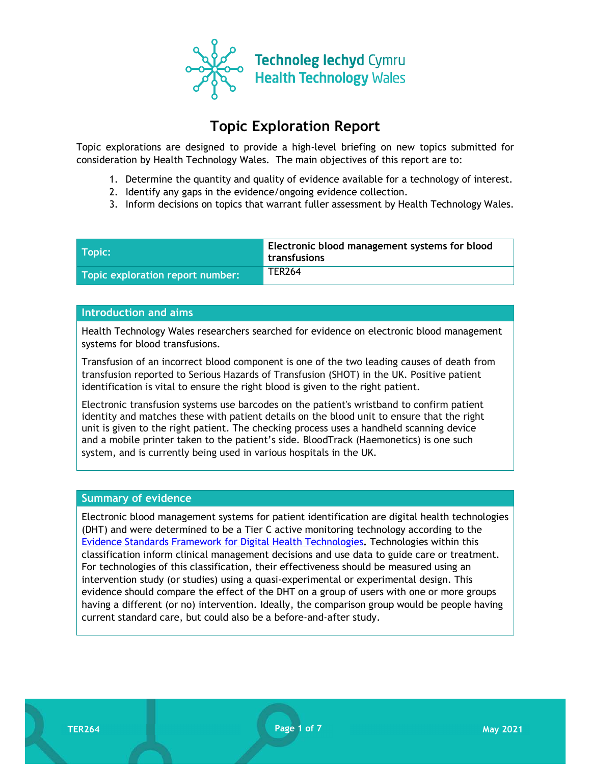Technoleg Iechyd Cymru
Health Technology Wales

# Topic Exploration Report

Topic explorations are designed to provide a high-level briefing on new topics submitted for consideration by Health Technology Wales. The main objectives of this report are to:

1. Determine the quantity and quality of evidence available for a technology of interest.
2. Identify any gaps in the evidence/ongoing evidence collection.
3. Inform decisions on topics that warrant fuller assessment by Health Technology Wales.

| Topic: | Electronic blood management systems for blood transfusions |
|---|---|
| Topic exploration report number: | TER264 |

## Introduction and aims

Health Technology Wales researchers searched for evidence on electronic blood management systems for blood transfusions.

Transfusion of an incorrect blood component is one of the two leading causes of death from transfusion reported to Serious Hazards of Transfusion (SHOT) in the UK. Positive patient identification is vital to ensure the right blood is given to the right patient.

Electronic transfusion systems use barcodes on the patient's wristband to confirm patient identity and matches these with patient details on the blood unit to ensure that the right unit is given to the right patient. The checking process uses a handheld scanning device and a mobile printer taken to the patient's side. BloodTrack (Haemonetics) is one such system, and is currently being used in various hospitals in the UK.

## Summary of evidence

Electronic blood management systems for patient identification are digital health technologies (DHT) and were determined to be a Tier C active monitoring technology according to the Evidence Standards Framework for Digital Health Technologies. Technologies within this classification inform clinical management decisions and use data to guide care or treatment. For technologies of this classification, their effectiveness should be measured using an intervention study (or studies) using a quasi-experimental or experimental design. This evidence should compare the effect of the DHT on a group of users with one or more groups having a different (or no) intervention. Ideally, the comparison group would be people having current standard care, but could also be a before-and-after study.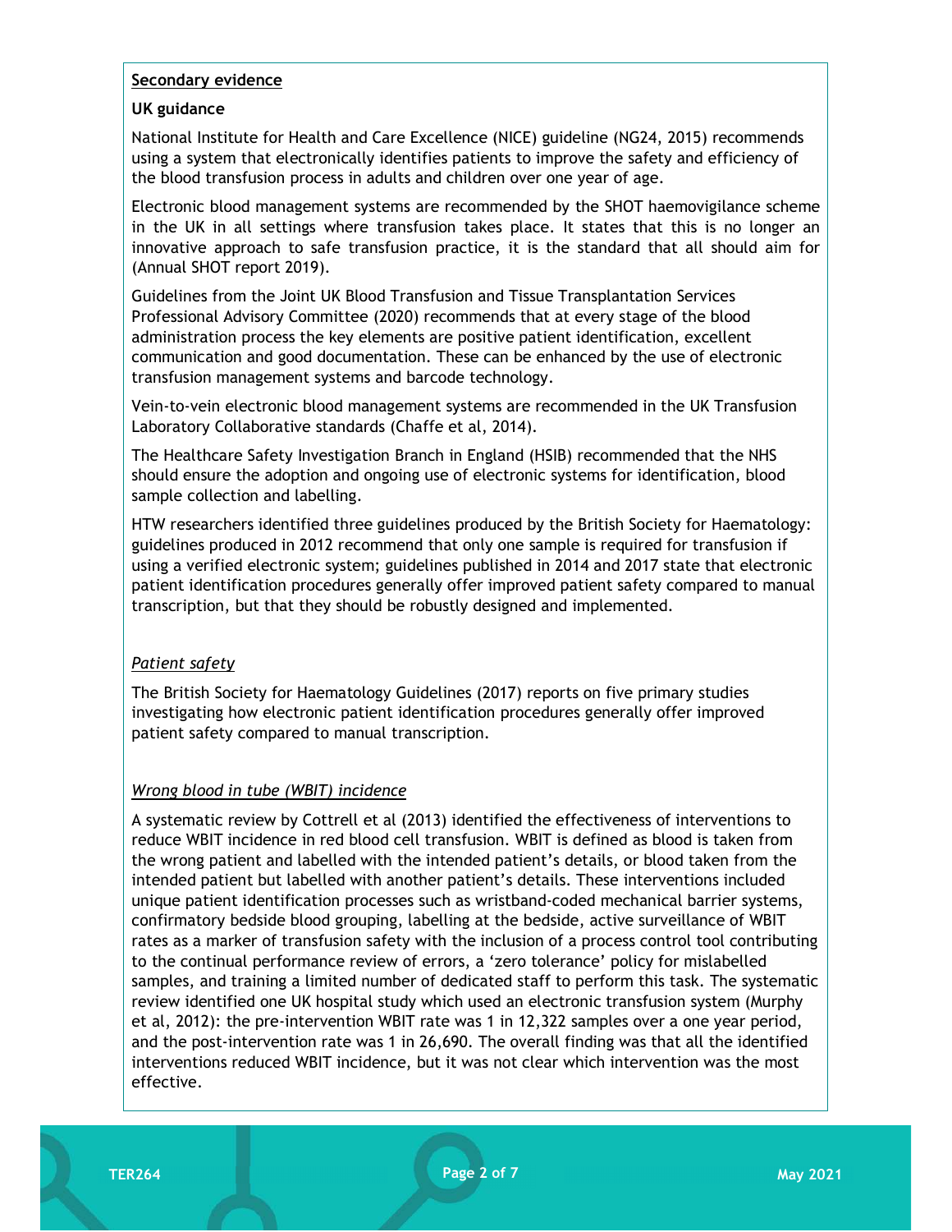**Secondary evidence**

**UK guidance**

National Institute for Health and Care Excellence (NICE) guideline (NG24, 2015) recommends using a system that electronically identifies patients to improve the safety and efficiency of the blood transfusion process in adults and children over one year of age.

Electronic blood management systems are recommended by the SHOT haemovigilance scheme in the UK in all settings where transfusion takes place. It states that this is no longer an innovative approach to safe transfusion practice, it is the standard that all should aim for (Annual SHOT report 2019).

Guidelines from the Joint UK Blood Transfusion and Tissue Transplantation Services Professional Advisory Committee (2020) recommends that at every stage of the blood administration process the key elements are positive patient identification, excellent communication and good documentation. These can be enhanced by the use of electronic transfusion management systems and barcode technology.

Vein-to-vein electronic blood management systems are recommended in the UK Transfusion Laboratory Collaborative standards (Chaffe et al, 2014).

The Healthcare Safety Investigation Branch in England (HSIB) recommended that the NHS should ensure the adoption and ongoing use of electronic systems for identification, blood sample collection and labelling.

HTW researchers identified three guidelines produced by the British Society for Haematology: guidelines produced in 2012 recommend that only one sample is required for transfusion if using a verified electronic system; guidelines published in 2014 and 2017 state that electronic patient identification procedures generally offer improved patient safety compared to manual transcription, but that they should be robustly designed and implemented.

*Patient safety*

The British Society for Haematology Guidelines (2017) reports on five primary studies investigating how electronic patient identification procedures generally offer improved patient safety compared to manual transcription.

*Wrong blood in tube (WBIT) incidence*

A systematic review by Cottrell et al (2013) identified the effectiveness of interventions to reduce WBIT incidence in red blood cell transfusion. WBIT is defined as blood is taken from the wrong patient and labelled with the intended patient's details, or blood taken from the intended patient but labelled with another patient's details. These interventions included unique patient identification processes such as wristband-coded mechanical barrier systems, confirmatory bedside blood grouping, labelling at the bedside, active surveillance of WBIT rates as a marker of transfusion safety with the inclusion of a process control tool contributing to the continual performance review of errors, a 'zero tolerance' policy for mislabelled samples, and training a limited number of dedicated staff to perform this task. The systematic review identified one UK hospital study which used an electronic transfusion system (Murphy et al, 2012): the pre-intervention WBIT rate was 1 in 12,322 samples over a one year period, and the post-intervention rate was 1 in 26,690. The overall finding was that all the identified interventions reduced WBIT incidence, but it was not clear which intervention was the most effective.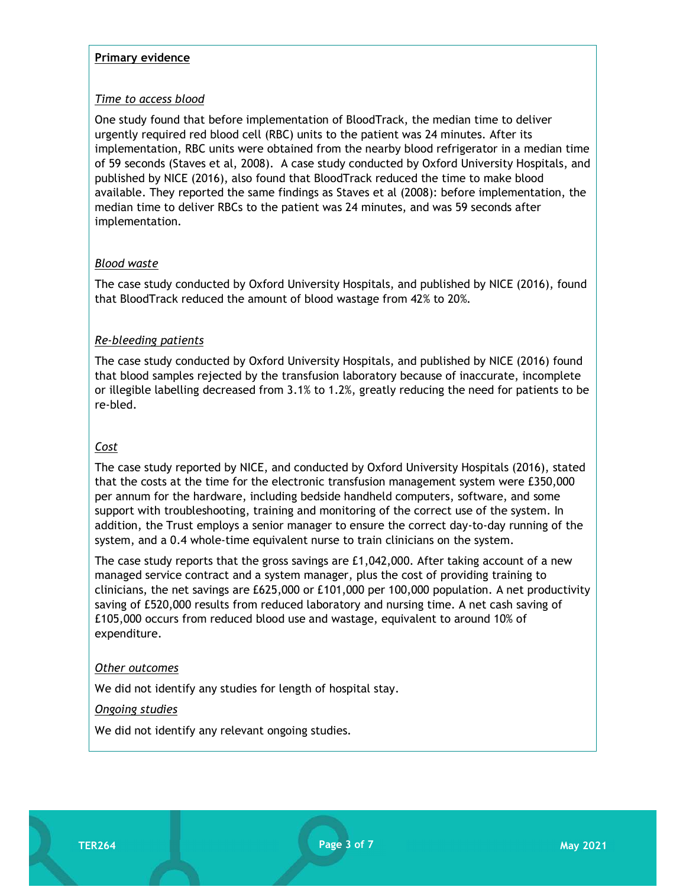**Primary evidence**

*Time to access blood*

One study found that before implementation of BloodTrack, the median time to deliver urgently required red blood cell (RBC) units to the patient was 24 minutes. After its implementation, RBC units were obtained from the nearby blood refrigerator in a median time of 59 seconds (Staves et al, 2008). A case study conducted by Oxford University Hospitals, and published by NICE (2016), also found that BloodTrack reduced the time to make blood available. They reported the same findings as Staves et al (2008): before implementation, the median time to deliver RBCs to the patient was 24 minutes, and was 59 seconds after implementation.

*Blood waste*

The case study conducted by Oxford University Hospitals, and published by NICE (2016), found that BloodTrack reduced the amount of blood wastage from 42% to 20%.

*Re-bleeding patients*

The case study conducted by Oxford University Hospitals, and published by NICE (2016) found that blood samples rejected by the transfusion laboratory because of inaccurate, incomplete or illegible labelling decreased from 3.1% to 1.2%, greatly reducing the need for patients to be re-bled.

*Cost*

The case study reported by NICE, and conducted by Oxford University Hospitals (2016), stated that the costs at the time for the electronic transfusion management system were £350,000 per annum for the hardware, including bedside handheld computers, software, and some support with troubleshooting, training and monitoring of the correct use of the system. In addition, the Trust employs a senior manager to ensure the correct day-to-day running of the system, and a 0.4 whole-time equivalent nurse to train clinicians on the system.

The case study reports that the gross savings are £1,042,000. After taking account of a new managed service contract and a system manager, plus the cost of providing training to clinicians, the net savings are £625,000 or £101,000 per 100,000 population. A net productivity saving of £520,000 results from reduced laboratory and nursing time. A net cash saving of £105,000 occurs from reduced blood use and wastage, equivalent to around 10% of expenditure.

*Other outcomes*

We did not identify any studies for length of hospital stay.

*Ongoing studies*

We did not identify any relevant ongoing studies.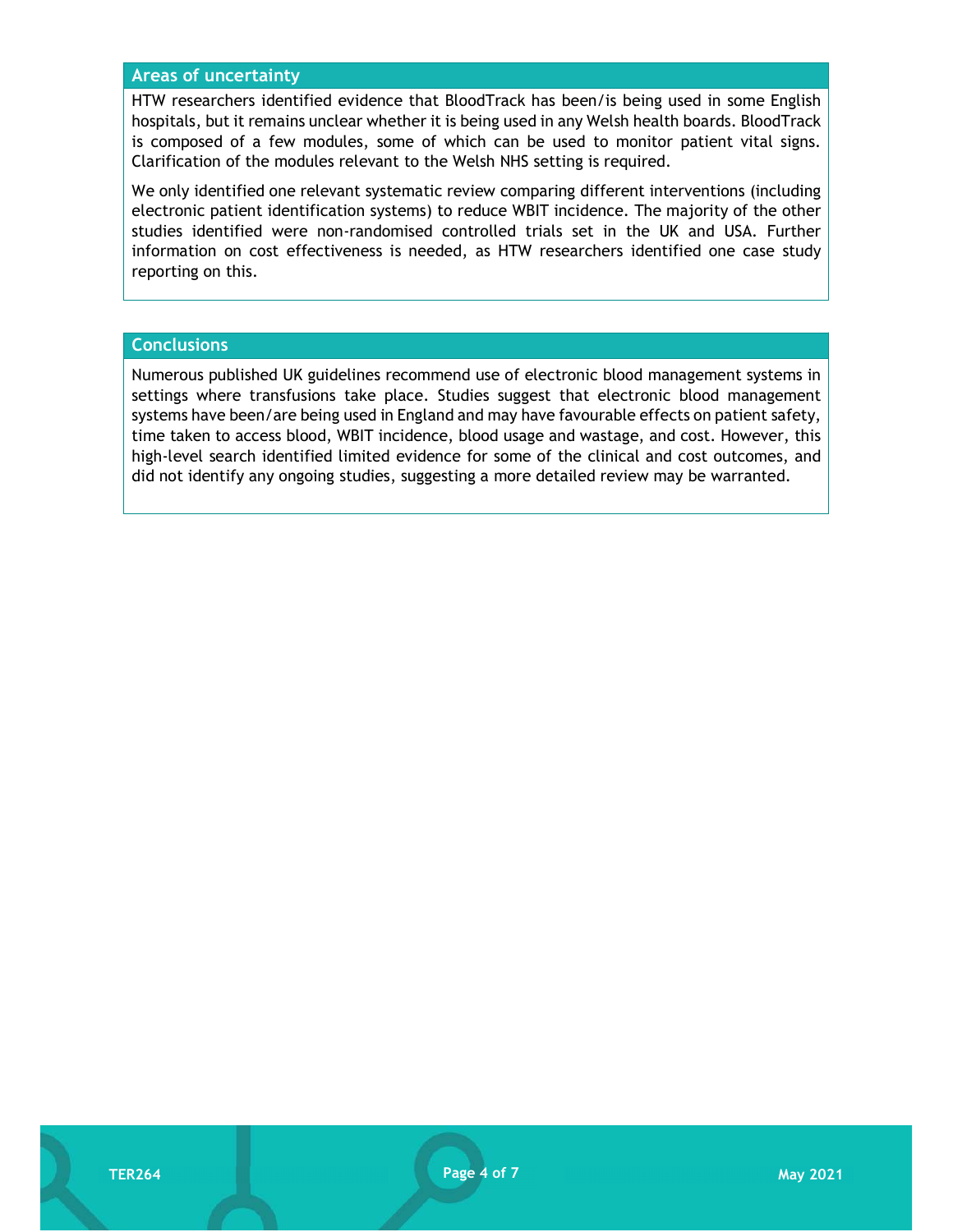## Areas of uncertainty

HTW researchers identified evidence that BloodTrack has been/is being used in some English hospitals, but it remains unclear whether it is being used in any Welsh health boards. BloodTrack is composed of a few modules, some of which can be used to monitor patient vital signs. Clarification of the modules relevant to the Welsh NHS setting is required.

We only identified one relevant systematic review comparing different interventions (including electronic patient identification systems) to reduce WBIT incidence. The majority of the other studies identified were non-randomised controlled trials set in the UK and USA. Further information on cost effectiveness is needed, as HTW researchers identified one case study reporting on this.

## Conclusions

Numerous published UK guidelines recommend use of electronic blood management systems in settings where transfusions take place. Studies suggest that electronic blood management systems have been/are being used in England and may have favourable effects on patient safety, time taken to access blood, WBIT incidence, blood usage and wastage, and cost. However, this high-level search identified limited evidence for some of the clinical and cost outcomes, and did not identify any ongoing studies, suggesting a more detailed review may be warranted.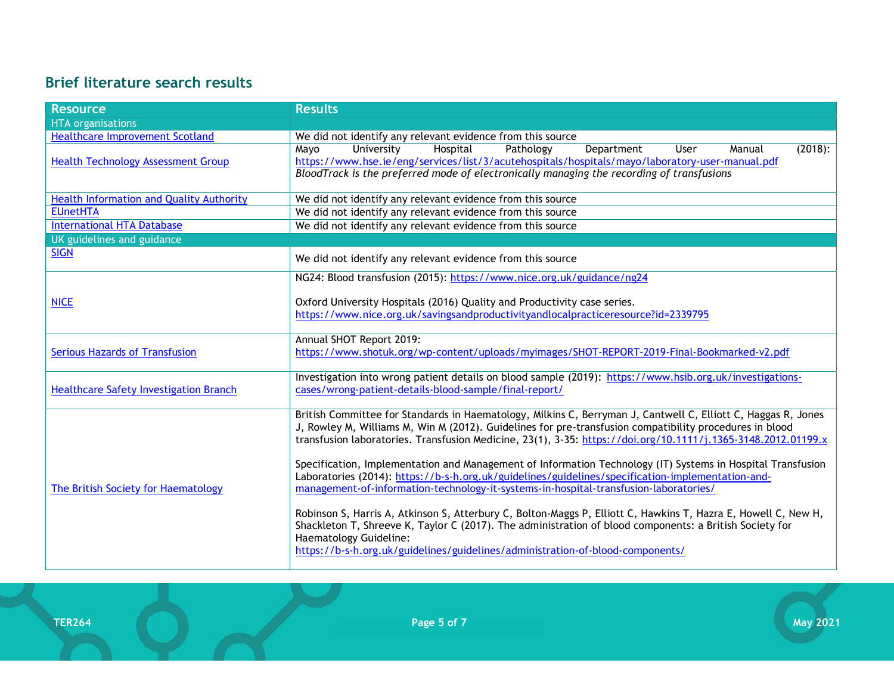## Brief literature search results

| Resource | Results |
|---|---|
| HTA organisations | |
| Healthcare Improvement Scotland | We did not identify any relevant evidence from this source |
| Health Technology Assessment Group | Mayo University Hospital Pathology Department User Manual (2018): https://www.hse.ie/eng/services/list/3/acutehospitals/hospitals/mayo/laboratory-user-manual.pdf<br>*BloodTrack is the preferred mode of electronically managing the recording of transfusions* |
| Health Information and Quality Authority | We did not identify any relevant evidence from this source |
| EUnetHTA | We did not identify any relevant evidence from this source |
| International HTA Database | We did not identify any relevant evidence from this source |
| UK guidelines and guidance | |
| SIGN | We did not identify any relevant evidence from this source |
| NICE | NG24: Blood transfusion (2015): https://www.nice.org.uk/guidance/ng24<br><br>Oxford University Hospitals (2016) Quality and Productivity case series. https://www.nice.org.uk/savingsandproductivityandlocalpracticeresource?id=2339795 |
| Serious Hazards of Transfusion | Annual SHOT Report 2019: https://www.shotuk.org/wp-content/uploads/myimages/SHOT-REPORT-2019-Final-Bookmarked-v2.pdf |
| Healthcare Safety Investigation Branch | Investigation into wrong patient details on blood sample (2019): https://www.hsib.org.uk/investigations-cases/wrong-patient-details-blood-sample/final-report/ |
| The British Society for Haematology | British Committee for Standards in Haematology, Milkins C, Berryman J, Cantwell C, Elliott C, Haggas R, Jones J, Rowley M, Williams M, Win M (2012). Guidelines for pre-transfusion compatibility procedures in blood transfusion laboratories. Transfusion Medicine, 23(1), 3-35: https://doi.org/10.1111/j.1365-3148.2012.01199.x<br><br>Specification, Implementation and Management of Information Technology (IT) Systems in Hospital Transfusion Laboratories (2014): https://b-s-h.org.uk/guidelines/guidelines/specification-implementation-and-management-of-information-technology-it-systems-in-hospital-transfusion-laboratories/<br><br>Robinson S, Harris A, Atkinson S, Atterbury C, Bolton-Maggs P, Elliott C, Hawkins T, Hazra E, Howell C, New H, Shackleton T, Shreeve K, Taylor C (2017). The administration of blood components: a British Society for Haematology Guideline: https://b-s-h.org.uk/guidelines/guidelines/administration-of-blood-components/ |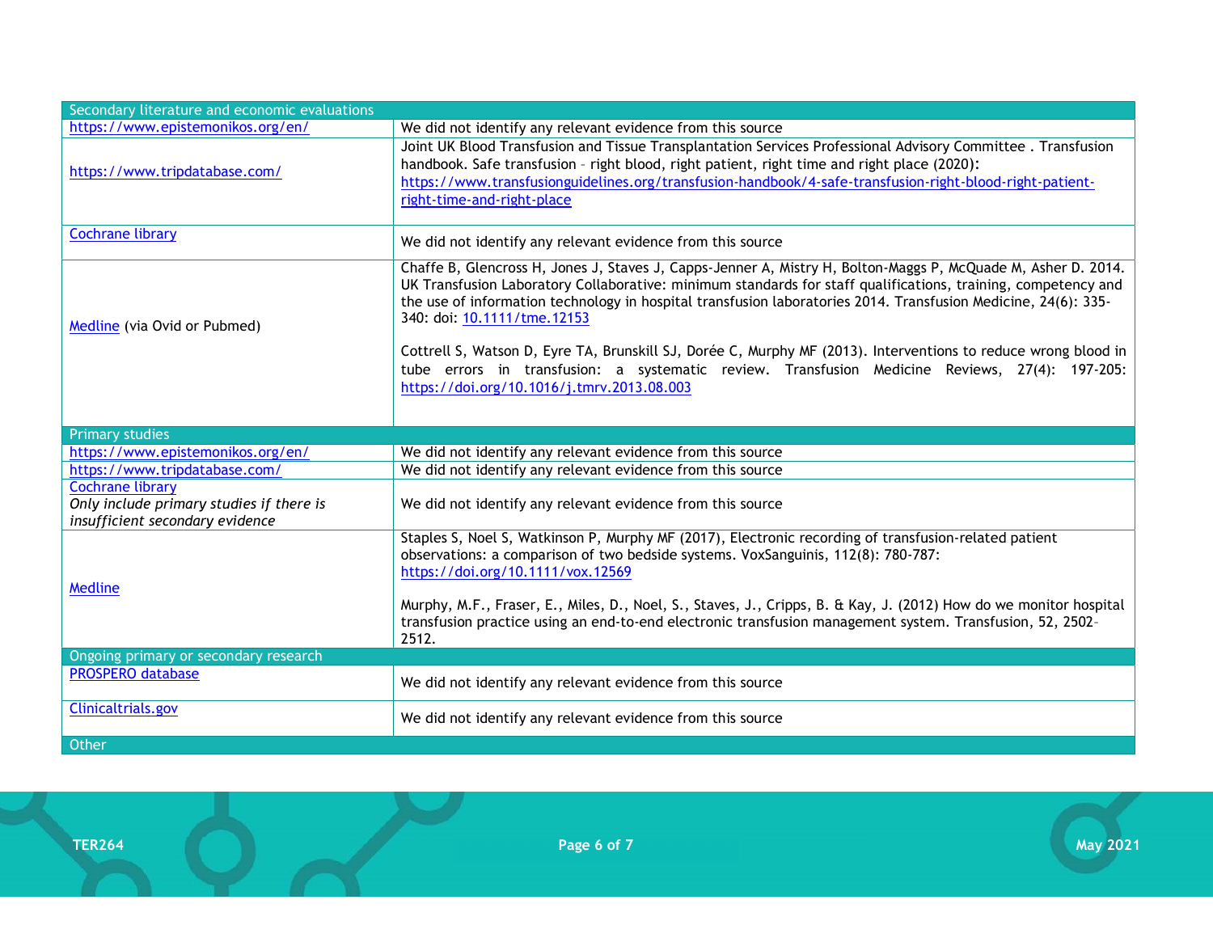| Secondary literature and economic evaluations | |
|---|---|
| https://www.epistemonikos.org/en/ | We did not identify any relevant evidence from this source |
| https://www.tripdatabase.com/ | Joint UK Blood Transfusion and Tissue Transplantation Services Professional Advisory Committee . Transfusion handbook. Safe transfusion – right blood, right patient, right time and right place (2020): https://www.transfusionguidelines.org/transfusion-handbook/4-safe-transfusion-right-blood-right-patient-right-time-and-right-place |
| Cochrane library | We did not identify any relevant evidence from this source |
| Medline (via Ovid or Pubmed) | Chaffe B, Glencross H, Jones J, Staves J, Capps-Jenner A, Mistry H, Bolton-Maggs P, McQuade M, Asher D. 2014. UK Transfusion Laboratory Collaborative: minimum standards for staff qualifications, training, competency and the use of information technology in hospital transfusion laboratories 2014. Transfusion Medicine, 24(6): 335-340: doi: 10.1111/tme.12153<br><br>Cottrell S, Watson D, Eyre TA, Brunskill SJ, Dorée C, Murphy MF (2013). Interventions to reduce wrong blood in tube errors in transfusion: a systematic review. Transfusion Medicine Reviews, 27(4): 197-205: https://doi.org/10.1016/j.tmrv.2013.08.003 |
| **Primary studies** | |
| https://www.epistemonikos.org/en/ | We did not identify any relevant evidence from this source |
| https://www.tripdatabase.com/ | We did not identify any relevant evidence from this source |
| Cochrane library<br>*Only include primary studies if there is insufficient secondary evidence* | We did not identify any relevant evidence from this source |
| Medline | Staples S, Noel S, Watkinson P, Murphy MF (2017), Electronic recording of transfusion-related patient observations: a comparison of two bedside systems. VoxSanguinis, 112(8): 780-787: https://doi.org/10.1111/vox.12569<br><br>Murphy, M.F., Fraser, E., Miles, D., Noel, S., Staves, J., Cripps, B. & Kay, J. (2012) How do we monitor hospital transfusion practice using an end-to-end electronic transfusion management system. Transfusion, 52, 2502-2512. |
| **Ongoing primary or secondary research** | |
| PROSPERO database | We did not identify any relevant evidence from this source |
| Clinicaltrials.gov | We did not identify any relevant evidence from this source |
| **Other** | |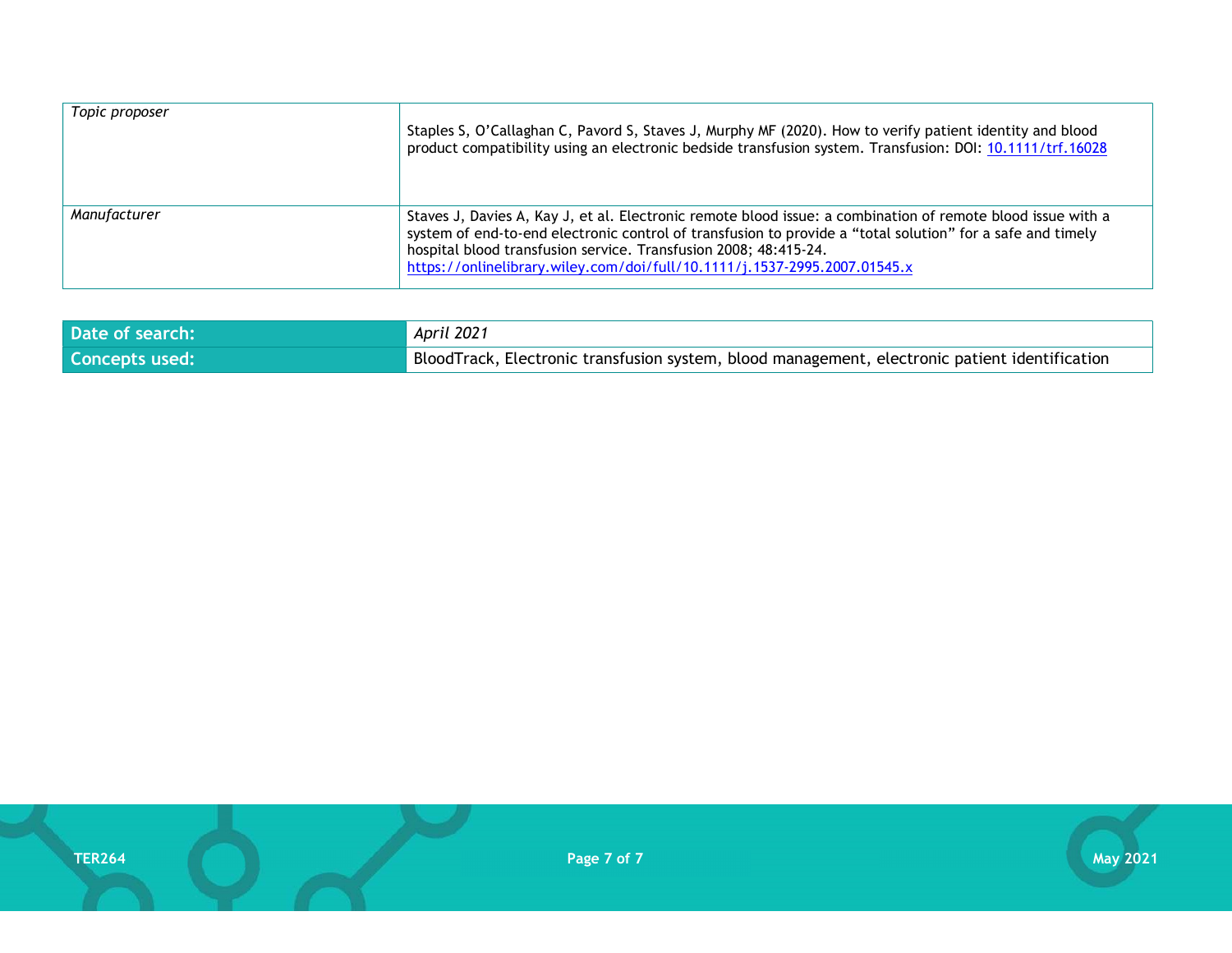| | |
|---|---|
| *Topic proposer* | Staples S, O'Callaghan C, Pavord S, Staves J, Murphy MF (2020). How to verify patient identity and blood product compatibility using an electronic bedside transfusion system. Transfusion: DOI: [10.1111/trf.16028](https://doi.org/10.1111/trf.16028) |
| *Manufacturer* | Staves J, Davies A, Kay J, et al. Electronic remote blood issue: a combination of remote blood issue with a system of end-to-end electronic control of transfusion to provide a "total solution" for a safe and timely hospital blood transfusion service. Transfusion 2008; 48:415-24. https://onlinelibrary.wiley.com/doi/full/10.1111/j.1537-2995.2007.01545.x |

| | |
|---|---|
| **Date of search:** | *April 2021* |
| **Concepts used:** | BloodTrack, Electronic transfusion system, blood management, electronic patient identification |